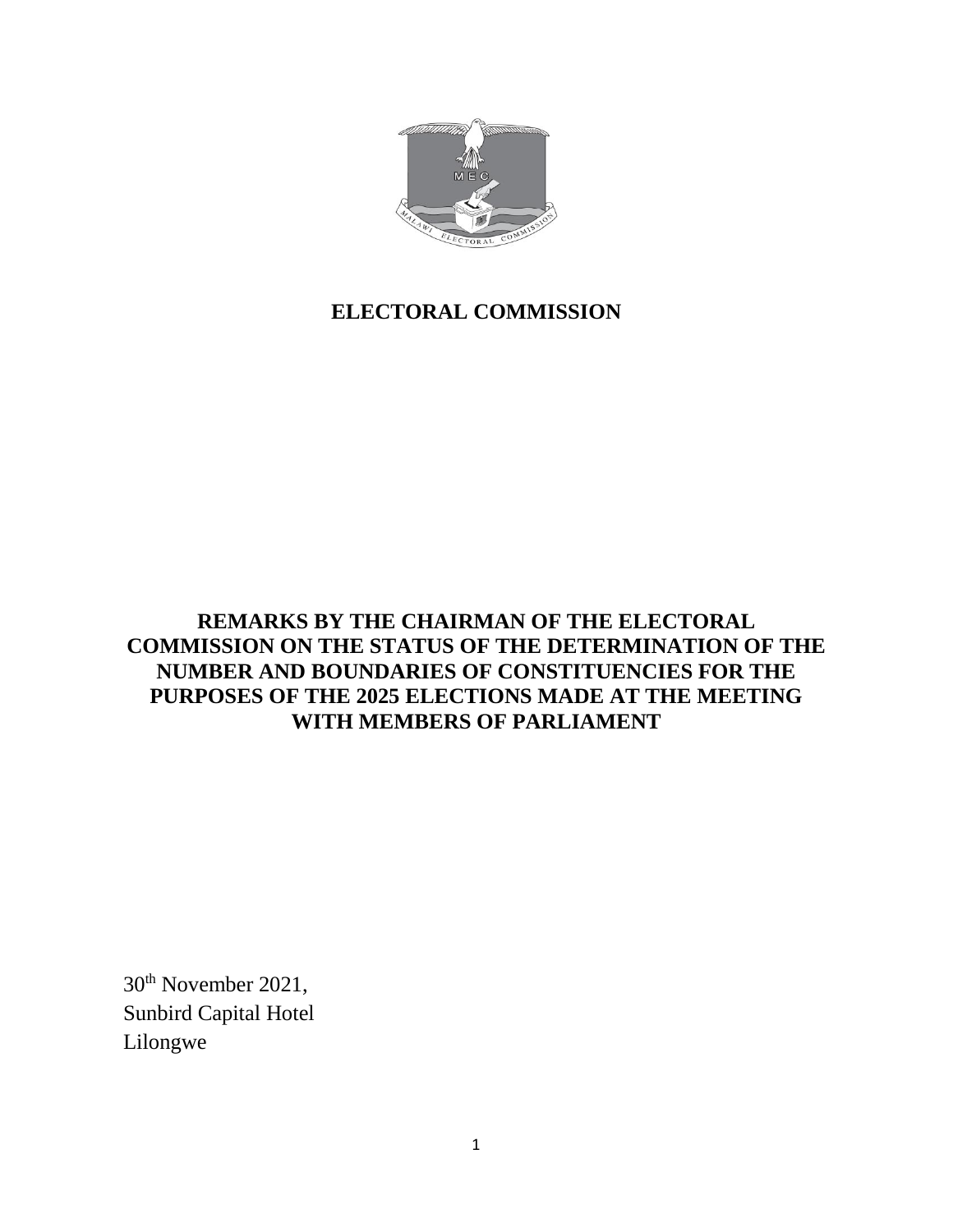# ELECTORAL COMMISSION

## REMARKS BY THE CHAIRMAN OF THE ELECTORAL COMMISSION ON THE STATUS OF THE DETERMINATION OF THE NUMBER AND BOUNDARIES OF CONSTITUENCIES FOR THE PURPOSES OF THE 2025 ELECTIONS MADE AT THE MEETING WITH MEMBERS OF PARLIAMENT

30th November 2021,
Sunbird Capital Hotel
Lilongwe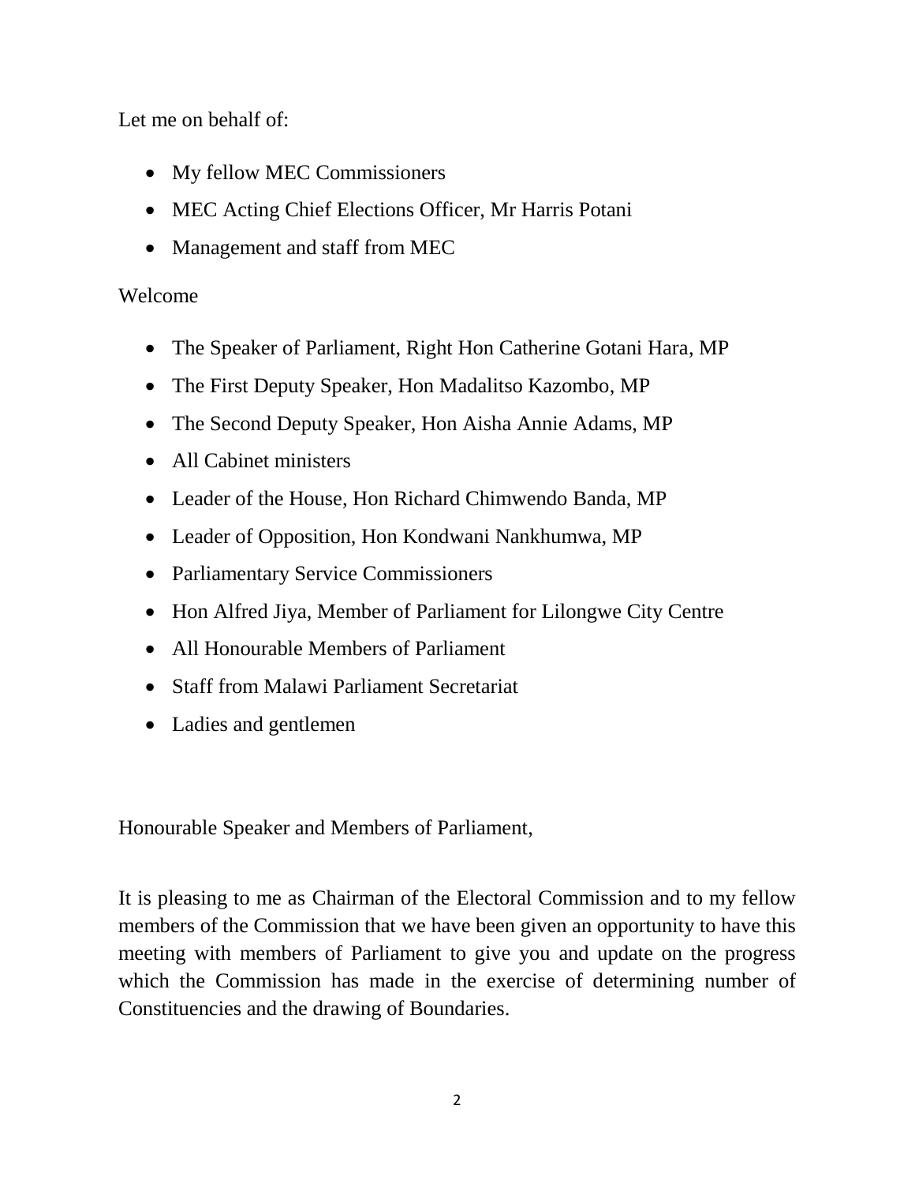Let me on behalf of:

- My fellow MEC Commissioners
- MEC Acting Chief Elections Officer, Mr Harris Potani
- Management and staff from MEC

Welcome

- The Speaker of Parliament, Right Hon Catherine Gotani Hara, MP
- The First Deputy Speaker, Hon Madalitso Kazombo, MP
- The Second Deputy Speaker, Hon Aisha Annie Adams, MP
- All Cabinet ministers
- Leader of the House, Hon Richard Chimwendo Banda, MP
- Leader of Opposition, Hon Kondwani Nankhumwa, MP
- Parliamentary Service Commissioners
- Hon Alfred Jiya, Member of Parliament for Lilongwe City Centre
- All Honourable Members of Parliament
- Staff from Malawi Parliament Secretariat
- Ladies and gentlemen

Honourable Speaker and Members of Parliament,

It is pleasing to me as Chairman of the Electoral Commission and to my fellow members of the Commission that we have been given an opportunity to have this meeting with members of Parliament to give you and update on the progress which the Commission has made in the exercise of determining number of Constituencies and the drawing of Boundaries.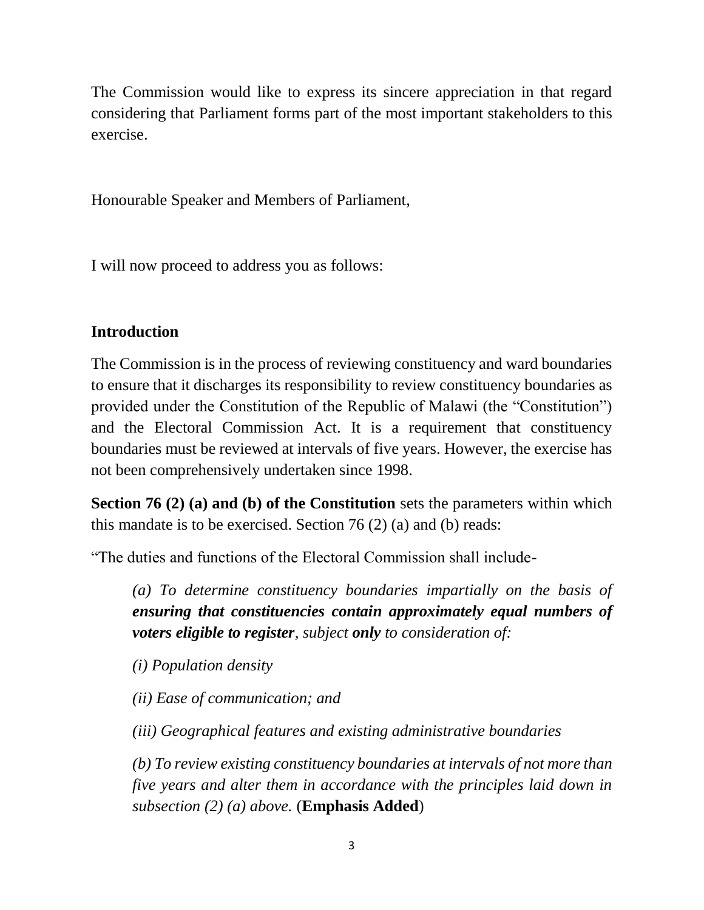The Commission would like to express its sincere appreciation in that regard considering that Parliament forms part of the most important stakeholders to this exercise.

Honourable Speaker and Members of Parliament,

I will now proceed to address you as follows:

## Introduction

The Commission is in the process of reviewing constituency and ward boundaries to ensure that it discharges its responsibility to review constituency boundaries as provided under the Constitution of the Republic of Malawi (the "Constitution") and the Electoral Commission Act. It is a requirement that constituency boundaries must be reviewed at intervals of five years. However, the exercise has not been comprehensively undertaken since 1998.

**Section 76 (2) (a) and (b) of the Constitution** sets the parameters within which this mandate is to be exercised. Section 76 (2) (a) and (b) reads:

"The duties and functions of the Electoral Commission shall include-

> *(a) To determine constituency boundaries impartially on the basis of* ***ensuring that constituencies contain approximately equal numbers of voters eligible to register****, subject* ***only*** *to consideration of:*
>
> *(i) Population density*
>
> *(ii) Ease of communication; and*
>
> *(iii) Geographical features and existing administrative boundaries*
>
> *(b) To review existing constituency boundaries at intervals of not more than five years and alter them in accordance with the principles laid down in subsection (2) (a) above.* (**Emphasis Added**)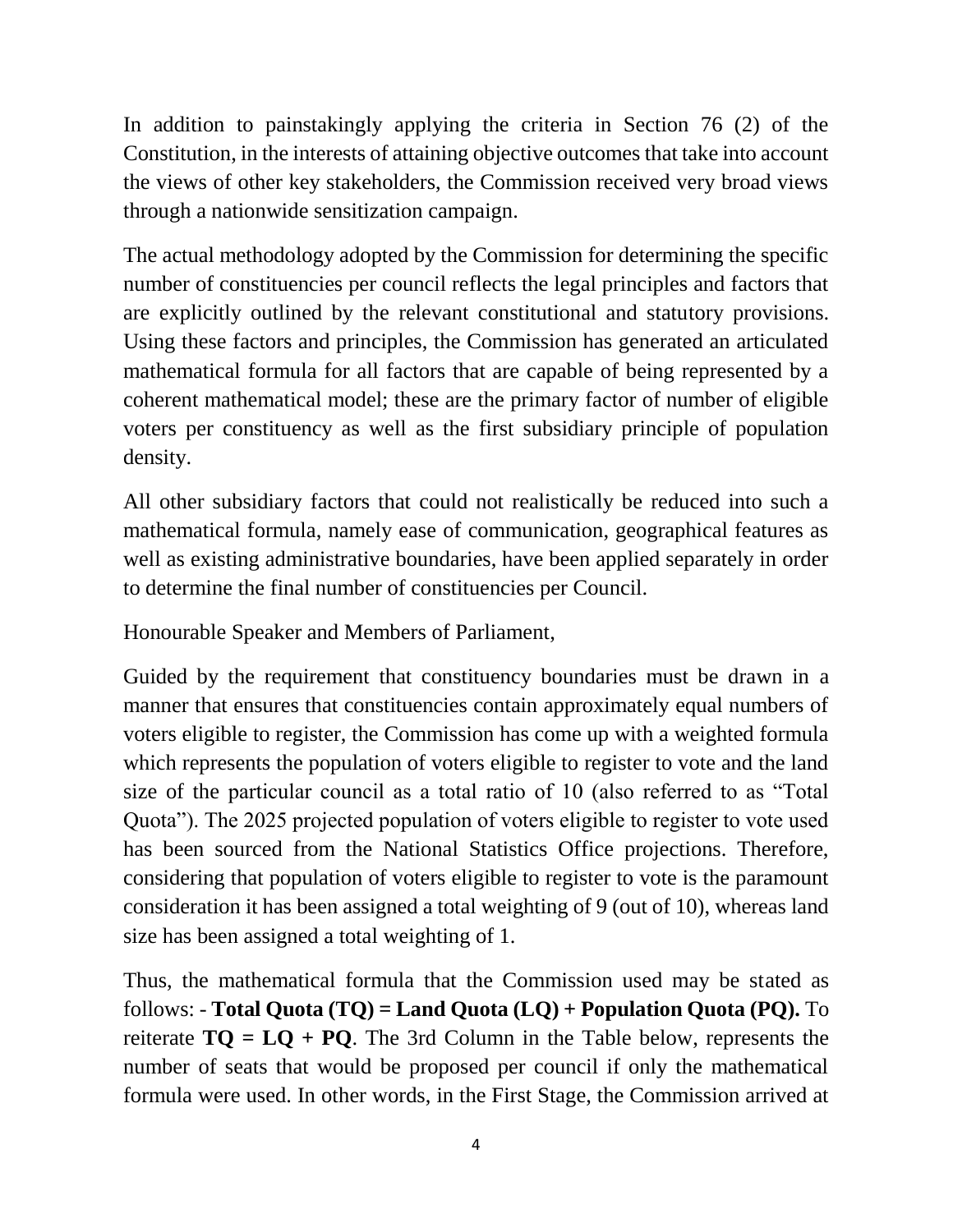In addition to painstakingly applying the criteria in Section 76 (2) of the Constitution, in the interests of attaining objective outcomes that take into account the views of other key stakeholders, the Commission received very broad views through a nationwide sensitization campaign.

The actual methodology adopted by the Commission for determining the specific number of constituencies per council reflects the legal principles and factors that are explicitly outlined by the relevant constitutional and statutory provisions. Using these factors and principles, the Commission has generated an articulated mathematical formula for all factors that are capable of being represented by a coherent mathematical model; these are the primary factor of number of eligible voters per constituency as well as the first subsidiary principle of population density.

All other subsidiary factors that could not realistically be reduced into such a mathematical formula, namely ease of communication, geographical features as well as existing administrative boundaries, have been applied separately in order to determine the final number of constituencies per Council.

Honourable Speaker and Members of Parliament,

Guided by the requirement that constituency boundaries must be drawn in a manner that ensures that constituencies contain approximately equal numbers of voters eligible to register, the Commission has come up with a weighted formula which represents the population of voters eligible to register to vote and the land size of the particular council as a total ratio of 10 (also referred to as "Total Quota"). The 2025 projected population of voters eligible to register to vote used has been sourced from the National Statistics Office projections. Therefore, considering that population of voters eligible to register to vote is the paramount consideration it has been assigned a total weighting of 9 (out of 10), whereas land size has been assigned a total weighting of 1.

Thus, the mathematical formula that the Commission used may be stated as follows: - **Total Quota (TQ) = Land Quota (LQ) + Population Quota (PQ).** To reiterate **TQ = LQ + PQ**. The 3rd Column in the Table below, represents the number of seats that would be proposed per council if only the mathematical formula were used. In other words, in the First Stage, the Commission arrived at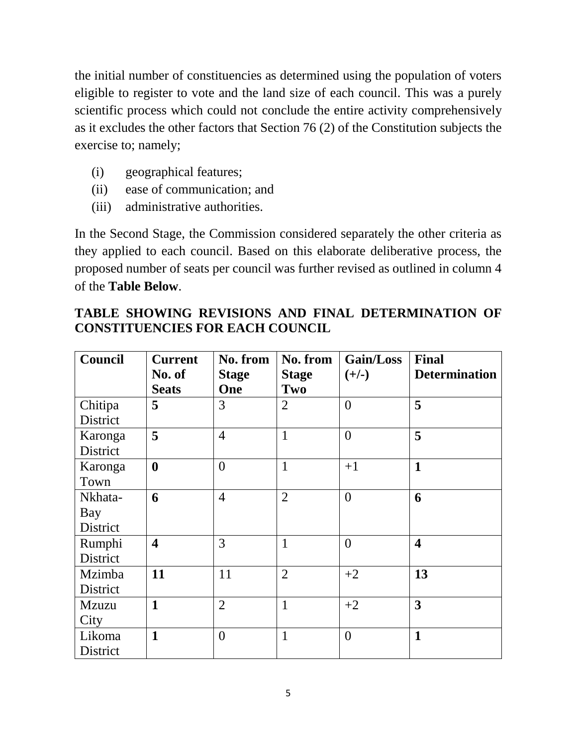the initial number of constituencies as determined using the population of voters eligible to register to vote and the land size of each council. This was a purely scientific process which could not conclude the entire activity comprehensively as it excludes the other factors that Section 76 (2) of the Constitution subjects the exercise to; namely;

(i) geographical features;
(ii) ease of communication; and
(iii) administrative authorities.

In the Second Stage, the Commission considered separately the other criteria as they applied to each council. Based on this elaborate deliberative process, the proposed number of seats per council was further revised as outlined in column 4 of the **Table Below**.

**TABLE SHOWING REVISIONS AND FINAL DETERMINATION OF CONSTITUENCIES FOR EACH COUNCIL**

| Council | Current No. of Seats | No. from Stage One | No. from Stage Two | Gain/Loss (+/-) | Final Determination |
|---|---|---|---|---|---|
| Chitipa District | **5** | 3 | 2 | 0 | **5** |
| Karonga District | **5** | 4 | 1 | 0 | **5** |
| Karonga Town | **0** | 0 | 1 | +1 | **1** |
| Nkhata-Bay District | **6** | 4 | 2 | 0 | **6** |
| Rumphi District | **4** | 3 | 1 | 0 | **4** |
| Mzimba District | **11** | 11 | 2 | +2 | **13** |
| Mzuzu City | **1** | 2 | 1 | +2 | **3** |
| Likoma District | **1** | 0 | 1 | 0 | **1** |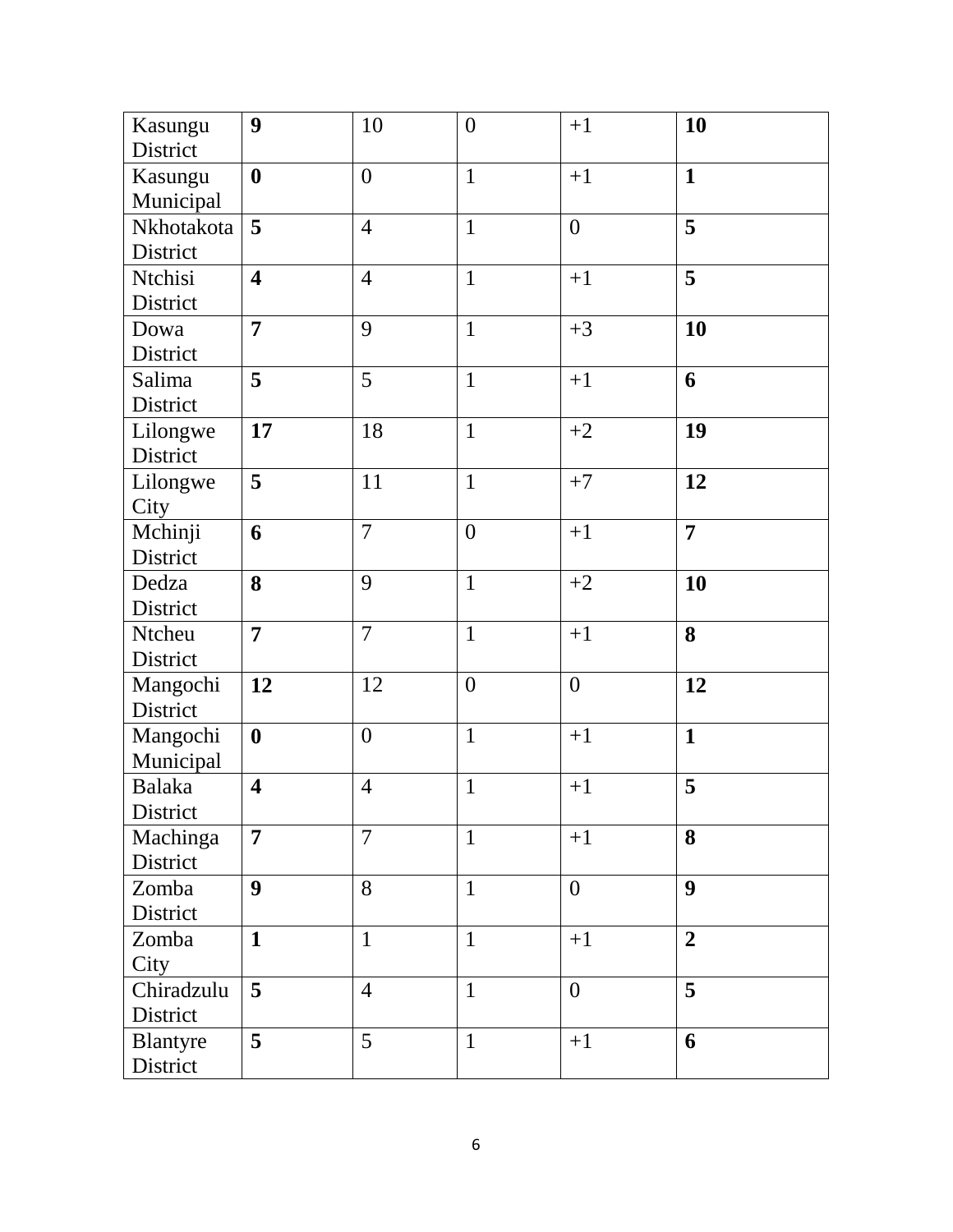| | | | | | |
|---|---|---|---|---|---|
| Kasungu District | **9** | 10 | 0 | +1 | **10** |
| Kasungu Municipal | **0** | 0 | 1 | +1 | **1** |
| Nkhotakota District | **5** | 4 | 1 | 0 | **5** |
| Ntchisi District | **4** | 4 | 1 | +1 | **5** |
| Dowa District | **7** | 9 | 1 | +3 | **10** |
| Salima District | **5** | 5 | 1 | +1 | **6** |
| Lilongwe District | **17** | 18 | 1 | +2 | **19** |
| Lilongwe City | **5** | 11 | 1 | +7 | **12** |
| Mchinji District | **6** | 7 | 0 | +1 | **7** |
| Dedza District | **8** | 9 | 1 | +2 | **10** |
| Ntcheu District | **7** | 7 | 1 | +1 | **8** |
| Mangochi District | **12** | 12 | 0 | 0 | **12** |
| Mangochi Municipal | **0** | 0 | 1 | +1 | **1** |
| Balaka District | **4** | 4 | 1 | +1 | **5** |
| Machinga District | **7** | 7 | 1 | +1 | **8** |
| Zomba District | **9** | 8 | 1 | 0 | **9** |
| Zomba City | **1** | 1 | 1 | +1 | **2** |
| Chiradzulu District | **5** | 4 | 1 | 0 | **5** |
| Blantyre District | **5** | 5 | 1 | +1 | **6** |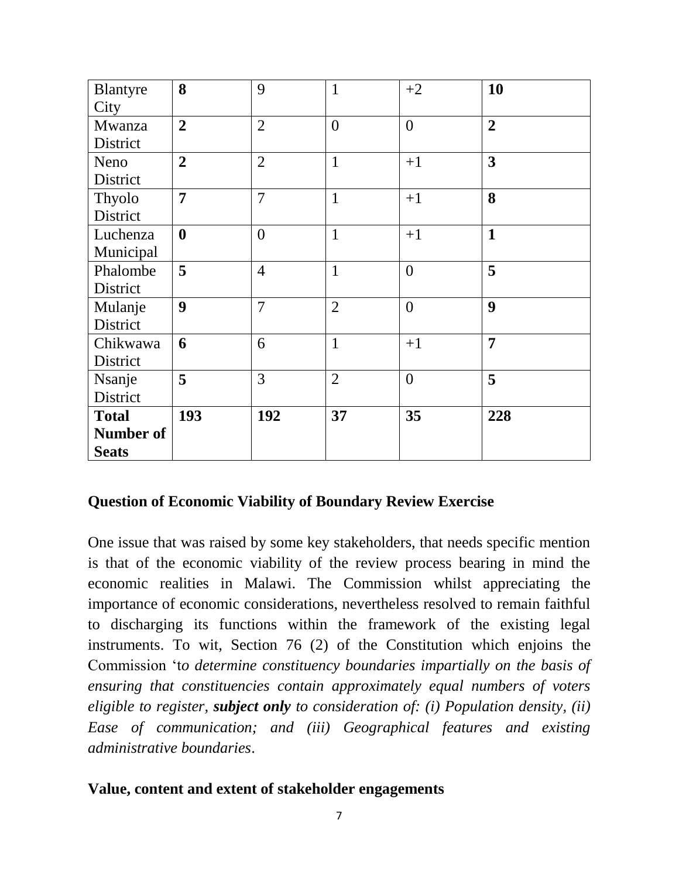| | | | | | |
|---|---|---|---|---|---|
| Blantyre City | **8** | 9 | 1 | +2 | **10** |
| Mwanza District | **2** | 2 | 0 | 0 | **2** |
| Neno District | **2** | 2 | 1 | +1 | **3** |
| Thyolo District | **7** | 7 | 1 | +1 | **8** |
| Luchenza Municipal | **0** | 0 | 1 | +1 | **1** |
| Phalombe District | **5** | 4 | 1 | 0 | **5** |
| Mulanje District | **9** | 7 | 2 | 0 | **9** |
| Chikwawa District | **6** | 6 | 1 | +1 | **7** |
| Nsanje District | **5** | 3 | 2 | 0 | **5** |
| **Total Number of Seats** | **193** | **192** | **37** | **35** | **228** |

**Question of Economic Viability of Boundary Review Exercise**

One issue that was raised by some key stakeholders, that needs specific mention is that of the economic viability of the review process bearing in mind the economic realities in Malawi. The Commission whilst appreciating the importance of economic considerations, nevertheless resolved to remain faithful to discharging its functions within the framework of the existing legal instruments. To wit, Section 76 (2) of the Constitution which enjoins the Commission 't*o determine constituency boundaries impartially on the basis of ensuring that constituencies contain approximately equal numbers of voters eligible to register, **subject only** to consideration of: (i) Population density, (ii) Ease of communication; and (iii) Geographical features and existing administrative boundaries*.

**Value, content and extent of stakeholder engagements**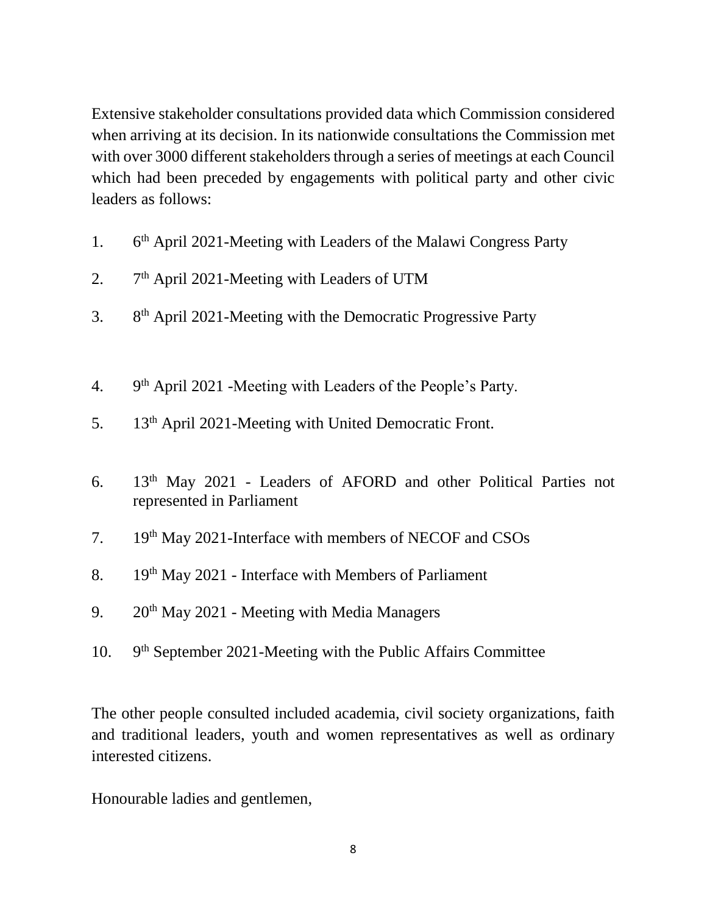Extensive stakeholder consultations provided data which Commission considered when arriving at its decision. In its nationwide consultations the Commission met with over 3000 different stakeholders through a series of meetings at each Council which had been preceded by engagements with political party and other civic leaders as follows:

1. 6th April 2021-Meeting with Leaders of the Malawi Congress Party
2. 7th April 2021-Meeting with Leaders of UTM
3. 8th April 2021-Meeting with the Democratic Progressive Party
4. 9th April 2021 -Meeting with Leaders of the People's Party.
5. 13th April 2021-Meeting with United Democratic Front.
6. 13th May 2021 - Leaders of AFORD and other Political Parties not represented in Parliament
7. 19th May 2021-Interface with members of NECOF and CSOs
8. 19th May 2021 - Interface with Members of Parliament
9. 20th May 2021 - Meeting with Media Managers
10. 9th September 2021-Meeting with the Public Affairs Committee

The other people consulted included academia, civil society organizations, faith and traditional leaders, youth and women representatives as well as ordinary interested citizens.

Honourable ladies and gentlemen,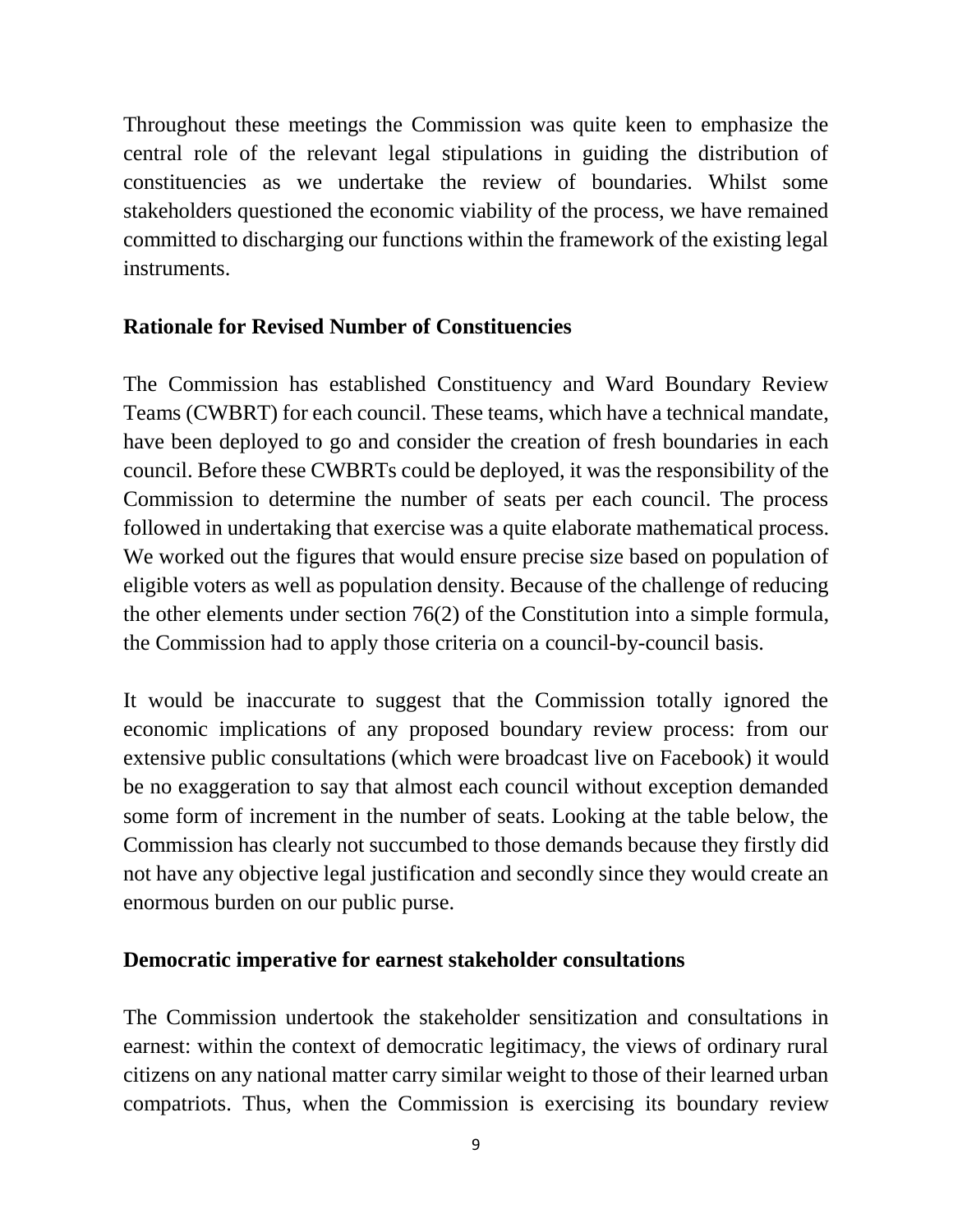Throughout these meetings the Commission was quite keen to emphasize the central role of the relevant legal stipulations in guiding the distribution of constituencies as we undertake the review of boundaries. Whilst some stakeholders questioned the economic viability of the process, we have remained committed to discharging our functions within the framework of the existing legal instruments.

## Rationale for Revised Number of Constituencies

The Commission has established Constituency and Ward Boundary Review Teams (CWBRT) for each council. These teams, which have a technical mandate, have been deployed to go and consider the creation of fresh boundaries in each council. Before these CWBRTs could be deployed, it was the responsibility of the Commission to determine the number of seats per each council. The process followed in undertaking that exercise was a quite elaborate mathematical process. We worked out the figures that would ensure precise size based on population of eligible voters as well as population density. Because of the challenge of reducing the other elements under section 76(2) of the Constitution into a simple formula, the Commission had to apply those criteria on a council-by-council basis.

It would be inaccurate to suggest that the Commission totally ignored the economic implications of any proposed boundary review process: from our extensive public consultations (which were broadcast live on Facebook) it would be no exaggeration to say that almost each council without exception demanded some form of increment in the number of seats. Looking at the table below, the Commission has clearly not succumbed to those demands because they firstly did not have any objective legal justification and secondly since they would create an enormous burden on our public purse.

## Democratic imperative for earnest stakeholder consultations

The Commission undertook the stakeholder sensitization and consultations in earnest: within the context of democratic legitimacy, the views of ordinary rural citizens on any national matter carry similar weight to those of their learned urban compatriots. Thus, when the Commission is exercising its boundary review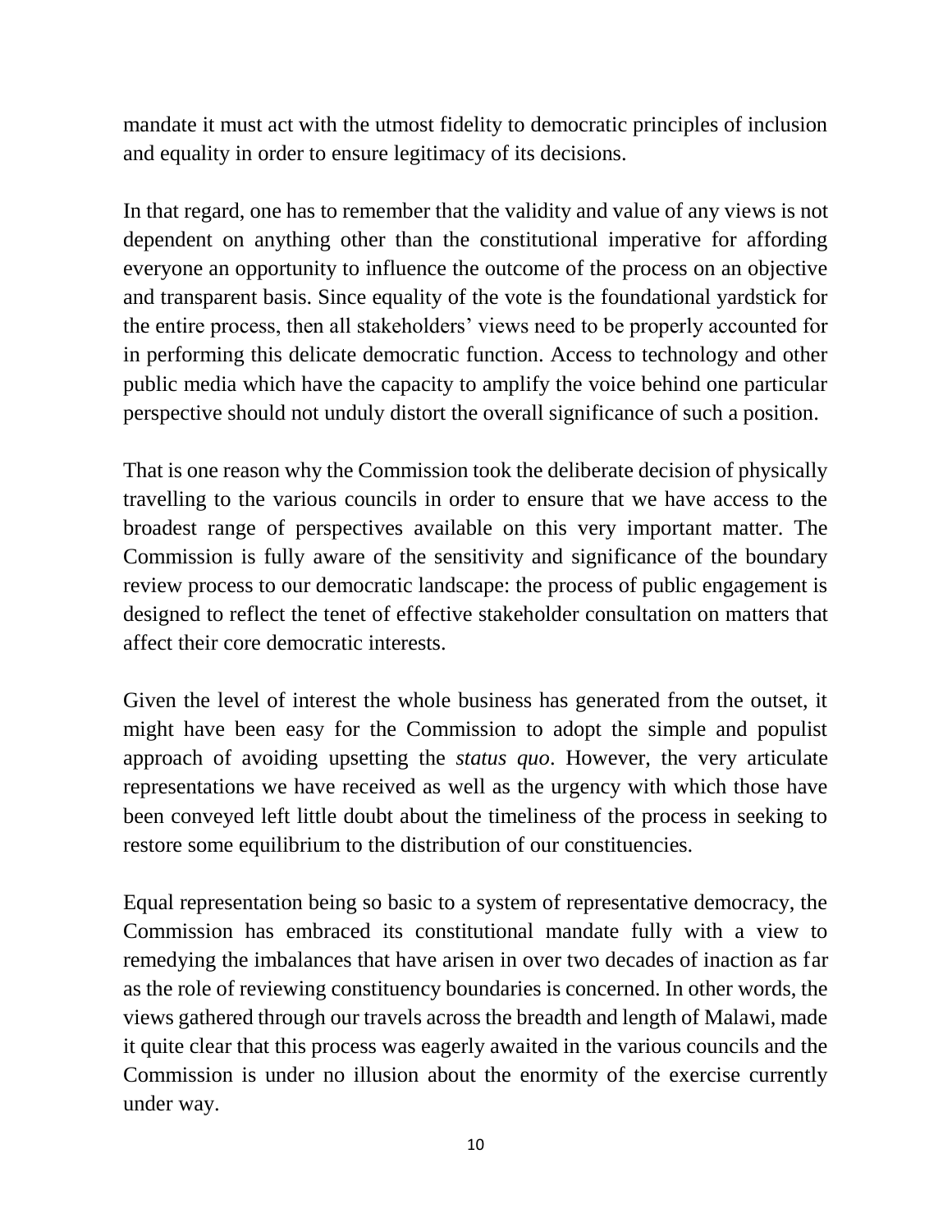mandate it must act with the utmost fidelity to democratic principles of inclusion and equality in order to ensure legitimacy of its decisions.

In that regard, one has to remember that the validity and value of any views is not dependent on anything other than the constitutional imperative for affording everyone an opportunity to influence the outcome of the process on an objective and transparent basis. Since equality of the vote is the foundational yardstick for the entire process, then all stakeholders' views need to be properly accounted for in performing this delicate democratic function. Access to technology and other public media which have the capacity to amplify the voice behind one particular perspective should not unduly distort the overall significance of such a position.

That is one reason why the Commission took the deliberate decision of physically travelling to the various councils in order to ensure that we have access to the broadest range of perspectives available on this very important matter. The Commission is fully aware of the sensitivity and significance of the boundary review process to our democratic landscape: the process of public engagement is designed to reflect the tenet of effective stakeholder consultation on matters that affect their core democratic interests.

Given the level of interest the whole business has generated from the outset, it might have been easy for the Commission to adopt the simple and populist approach of avoiding upsetting the *status quo*. However, the very articulate representations we have received as well as the urgency with which those have been conveyed left little doubt about the timeliness of the process in seeking to restore some equilibrium to the distribution of our constituencies.

Equal representation being so basic to a system of representative democracy, the Commission has embraced its constitutional mandate fully with a view to remedying the imbalances that have arisen in over two decades of inaction as far as the role of reviewing constituency boundaries is concerned. In other words, the views gathered through our travels across the breadth and length of Malawi, made it quite clear that this process was eagerly awaited in the various councils and the Commission is under no illusion about the enormity of the exercise currently under way.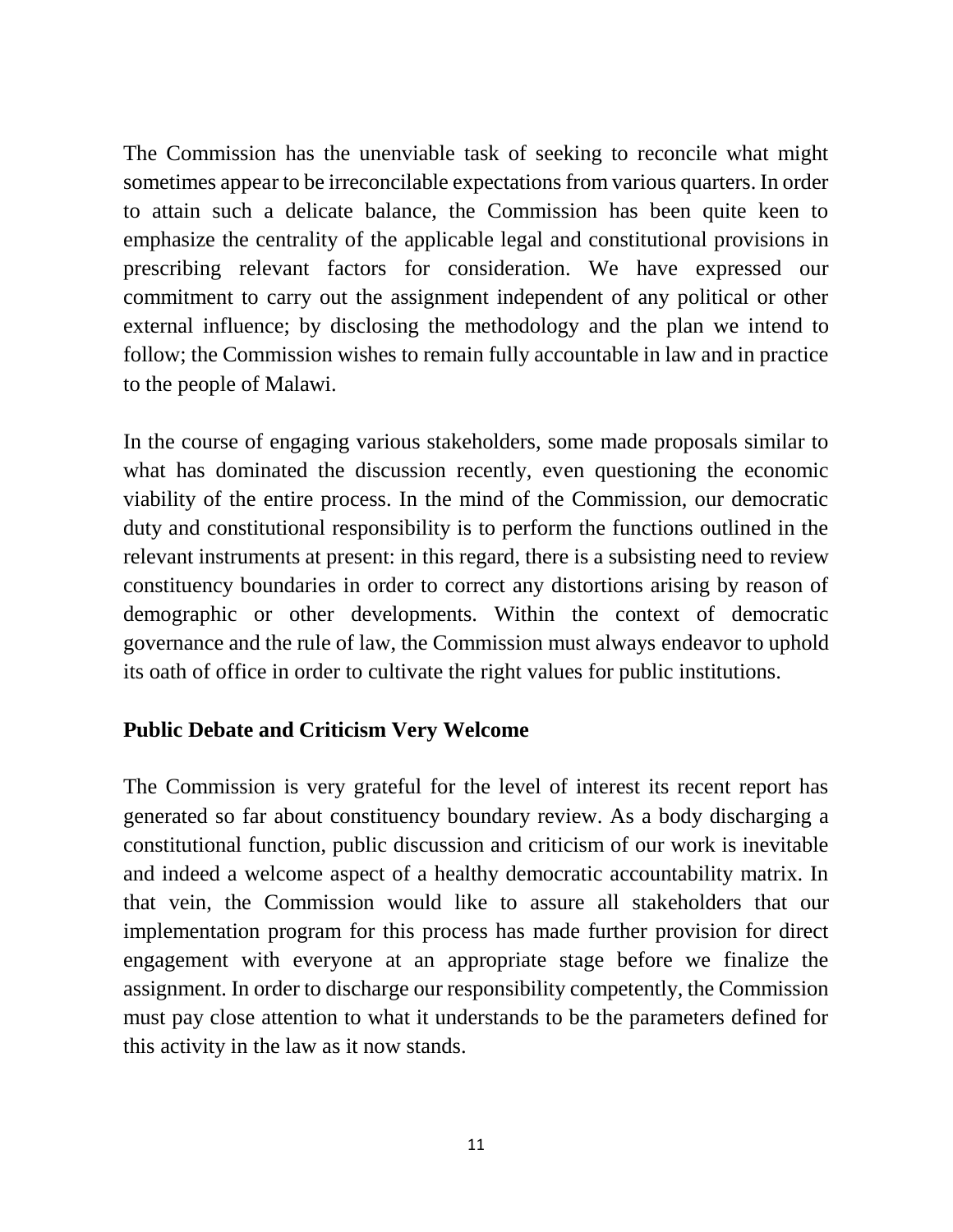The Commission has the unenviable task of seeking to reconcile what might sometimes appear to be irreconcilable expectations from various quarters. In order to attain such a delicate balance, the Commission has been quite keen to emphasize the centrality of the applicable legal and constitutional provisions in prescribing relevant factors for consideration. We have expressed our commitment to carry out the assignment independent of any political or other external influence; by disclosing the methodology and the plan we intend to follow; the Commission wishes to remain fully accountable in law and in practice to the people of Malawi.

In the course of engaging various stakeholders, some made proposals similar to what has dominated the discussion recently, even questioning the economic viability of the entire process. In the mind of the Commission, our democratic duty and constitutional responsibility is to perform the functions outlined in the relevant instruments at present: in this regard, there is a subsisting need to review constituency boundaries in order to correct any distortions arising by reason of demographic or other developments. Within the context of democratic governance and the rule of law, the Commission must always endeavor to uphold its oath of office in order to cultivate the right values for public institutions.

**Public Debate and Criticism Very Welcome**

The Commission is very grateful for the level of interest its recent report has generated so far about constituency boundary review. As a body discharging a constitutional function, public discussion and criticism of our work is inevitable and indeed a welcome aspect of a healthy democratic accountability matrix. In that vein, the Commission would like to assure all stakeholders that our implementation program for this process has made further provision for direct engagement with everyone at an appropriate stage before we finalize the assignment. In order to discharge our responsibility competently, the Commission must pay close attention to what it understands to be the parameters defined for this activity in the law as it now stands.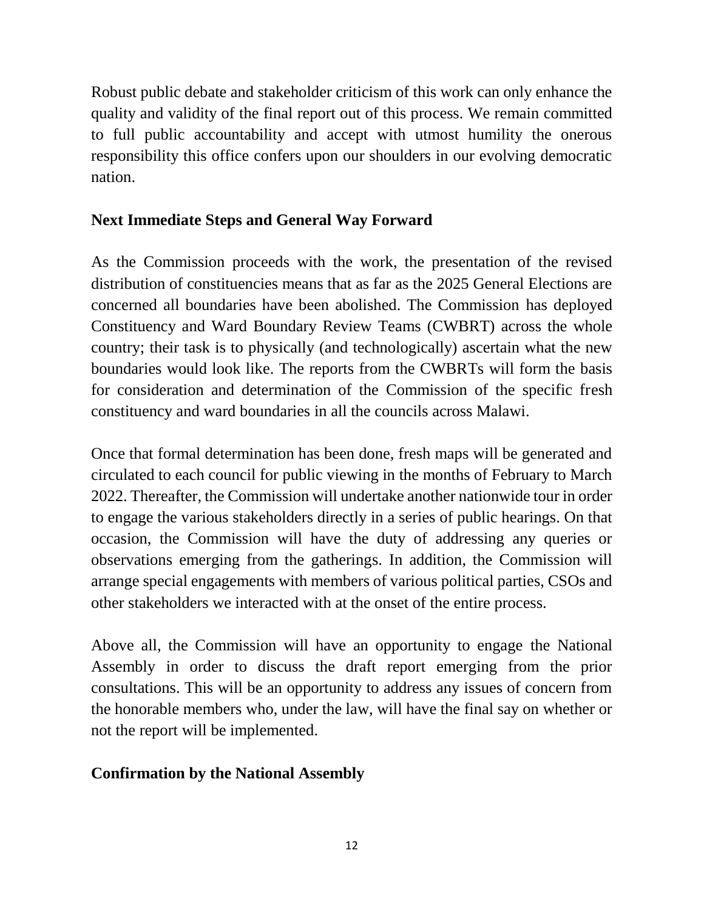Robust public debate and stakeholder criticism of this work can only enhance the quality and validity of the final report out of this process. We remain committed to full public accountability and accept with utmost humility the onerous responsibility this office confers upon our shoulders in our evolving democratic nation.

## Next Immediate Steps and General Way Forward

As the Commission proceeds with the work, the presentation of the revised distribution of constituencies means that as far as the 2025 General Elections are concerned all boundaries have been abolished. The Commission has deployed Constituency and Ward Boundary Review Teams (CWBRT) across the whole country; their task is to physically (and technologically) ascertain what the new boundaries would look like. The reports from the CWBRTs will form the basis for consideration and determination of the Commission of the specific fresh constituency and ward boundaries in all the councils across Malawi.

Once that formal determination has been done, fresh maps will be generated and circulated to each council for public viewing in the months of February to March 2022. Thereafter, the Commission will undertake another nationwide tour in order to engage the various stakeholders directly in a series of public hearings. On that occasion, the Commission will have the duty of addressing any queries or observations emerging from the gatherings. In addition, the Commission will arrange special engagements with members of various political parties, CSOs and other stakeholders we interacted with at the onset of the entire process.

Above all, the Commission will have an opportunity to engage the National Assembly in order to discuss the draft report emerging from the prior consultations. This will be an opportunity to address any issues of concern from the honorable members who, under the law, will have the final say on whether or not the report will be implemented.

## Confirmation by the National Assembly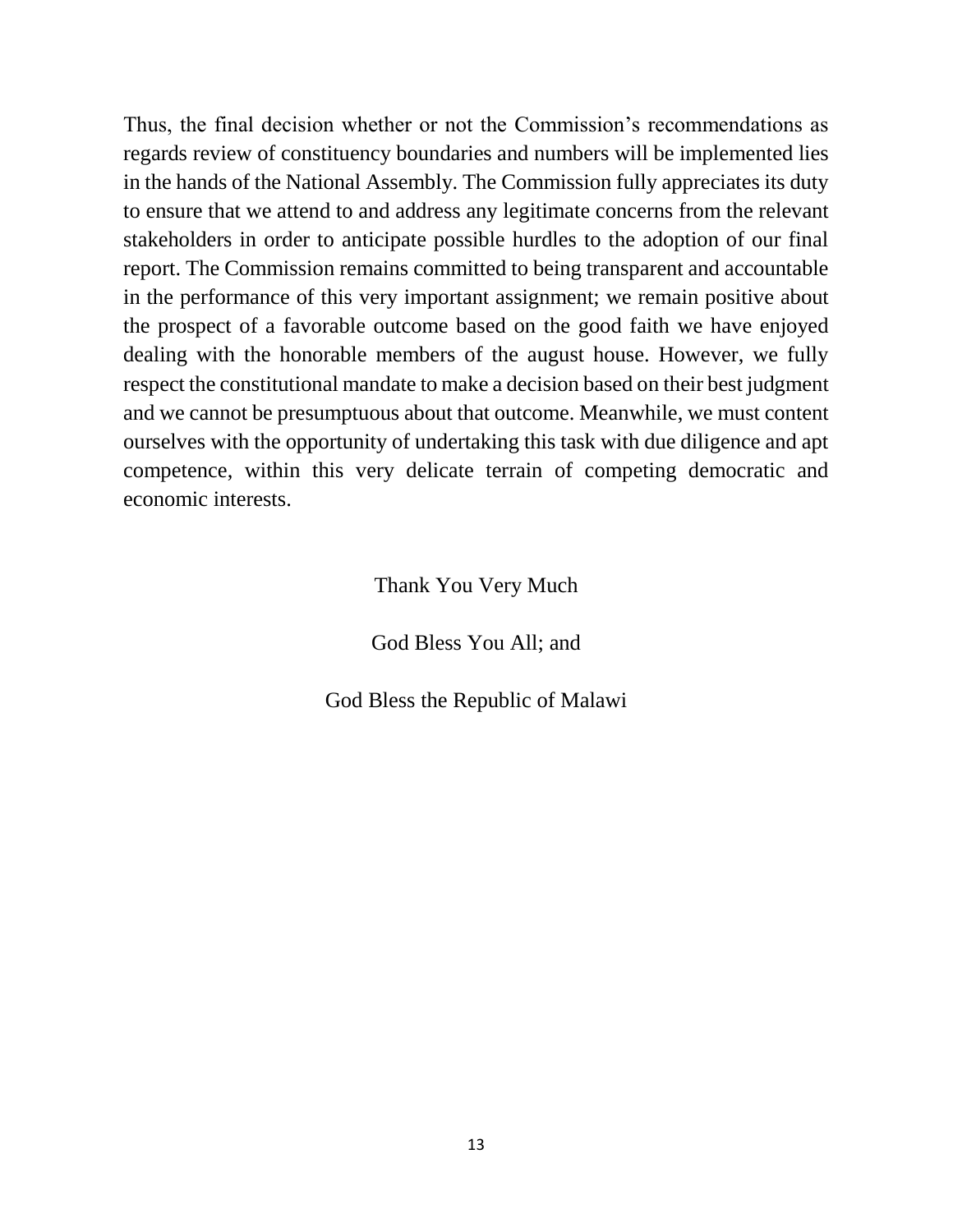Thus, the final decision whether or not the Commission's recommendations as regards review of constituency boundaries and numbers will be implemented lies in the hands of the National Assembly. The Commission fully appreciates its duty to ensure that we attend to and address any legitimate concerns from the relevant stakeholders in order to anticipate possible hurdles to the adoption of our final report. The Commission remains committed to being transparent and accountable in the performance of this very important assignment; we remain positive about the prospect of a favorable outcome based on the good faith we have enjoyed dealing with the honorable members of the august house. However, we fully respect the constitutional mandate to make a decision based on their best judgment and we cannot be presumptuous about that outcome. Meanwhile, we must content ourselves with the opportunity of undertaking this task with due diligence and apt competence, within this very delicate terrain of competing democratic and economic interests.

Thank You Very Much

God Bless You All; and

God Bless the Republic of Malawi